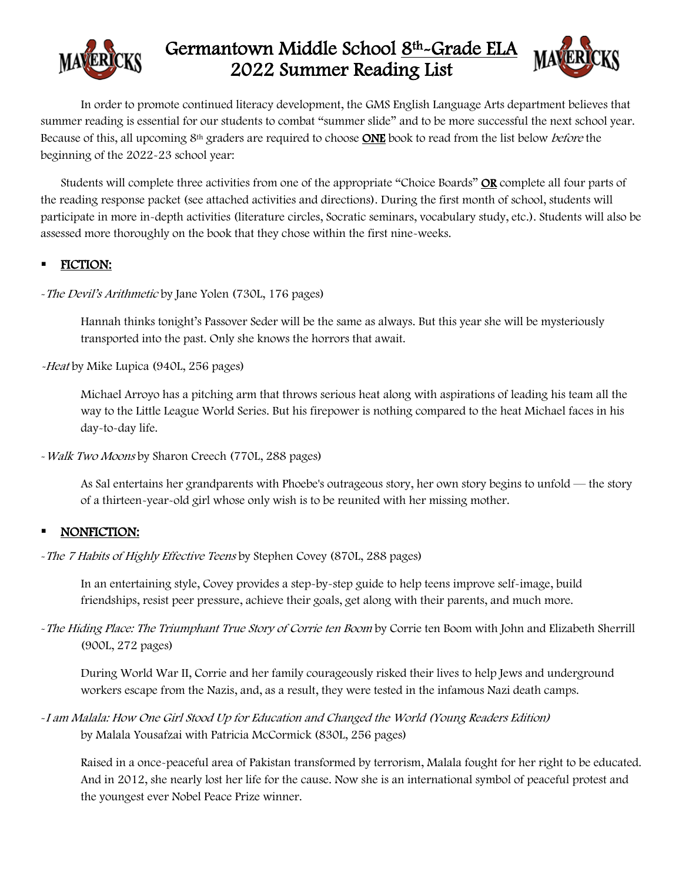# Germantown Middle School 8th-Grade ELA 2022 Summer Reading List

In order to promote continued literacy development, the GMS English Language Arts department believes that summer reading is essential for our students to combat "summer slide" and to be more successful the next school year. Because of this, all upcoming 8th graders are required to choose **ONE** book to read from the list below *before* the beginning of the 2022-23 school year:

Students will complete three activities from one of the appropriate "Choice Boards" **OR** complete all four parts of the reading response packet (see attached activities and directions). During the first month of school, students will participate in more in-depth activities (literature circles, Socratic seminars, vocabulary study, etc.). Students will also be assessed more thoroughly on the book that they chose within the first nine-weeks.

- **FICTION:**

-*The Devil's Arithmetic* by Jane Yolen (730L, 176 pages)

Hannah thinks tonight's Passover Seder will be the same as always. But this year she will be mysteriously transported into the past. Only she knows the horrors that await.

-*Heat* by Mike Lupica (940L, 256 pages)

Michael Arroyo has a pitching arm that throws serious heat along with aspirations of leading his team all the way to the Little League World Series. But his firepower is nothing compared to the heat Michael faces in his day-to-day life.

-*Walk Two Moons* by Sharon Creech (770L, 288 pages)

As Sal entertains her grandparents with Phoebe's outrageous story, her own story begins to unfold — the story of a thirteen-year-old girl whose only wish is to be reunited with her missing mother.

- **NONFICTION:**

-*The 7 Habits of Highly Effective Teens* by Stephen Covey (870L, 288 pages)

In an entertaining style, Covey provides a step-by-step guide to help teens improve self-image, build friendships, resist peer pressure, achieve their goals, get along with their parents, and much more.

-*The Hiding Place: The Triumphant True Story of Corrie ten Boom* by Corrie ten Boom with John and Elizabeth Sherrill (900L, 272 pages)

During World War II, Corrie and her family courageously risked their lives to help Jews and underground workers escape from the Nazis, and, as a result, they were tested in the infamous Nazi death camps.

-*I am Malala: How One Girl Stood Up for Education and Changed the World (Young Readers Edition)* by Malala Yousafzai with Patricia McCormick (830L, 256 pages)

Raised in a once-peaceful area of Pakistan transformed by terrorism, Malala fought for her right to be educated. And in 2012, she nearly lost her life for the cause. Now she is an international symbol of peaceful protest and the youngest ever Nobel Peace Prize winner.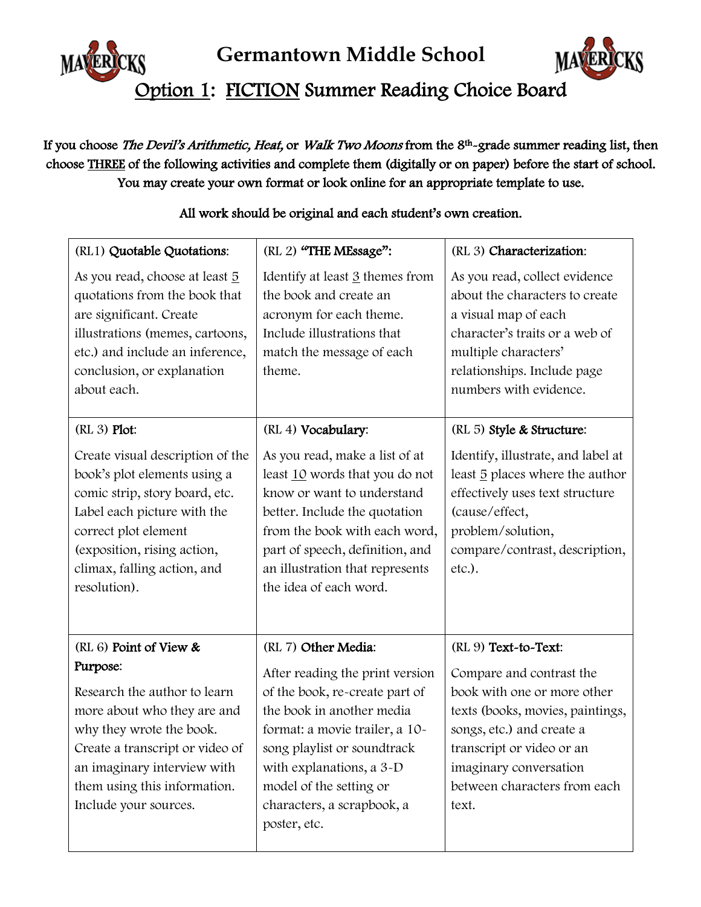# Germantown Middle School

## Option 1: FICTION Summer Reading Choice Board

If you choose *The Devil's Arithmetic, Heat,* or *Walk Two Moons* from the 8th-grade summer reading list, then choose THREE of the following activities and complete them (digitally or on paper) before the start of school. You may create your own format or look online for an appropriate template to use.

All work should be original and each student's own creation.

| | | |
|---|---|---|
| (RL1) **Quotable Quotations**: As you read, choose at least 5 quotations from the book that are significant. Create illustrations (memes, cartoons, etc.) and include an inference, conclusion, or explanation about each. | (RL 2) **"THE MEssage"**: Identify at least 3 themes from the book and create an acronym for each theme. Include illustrations that match the message of each theme. | (RL 3) **Characterization**: As you read, collect evidence about the characters to create a visual map of each character's traits or a web of multiple characters' relationships. Include page numbers with evidence. |
| (RL 3) **Plot**: Create visual description of the book's plot elements using a comic strip, story board, etc. Label each picture with the correct plot element (exposition, rising action, climax, falling action, and resolution). | (RL 4) **Vocabulary**: As you read, make a list of at least 10 words that you do not know or want to understand better. Include the quotation from the book with each word, part of speech, definition, and an illustration that represents the idea of each word. | (RL 5) **Style & Structure**: Identify, illustrate, and label at least 5 places where the author effectively uses text structure (cause/effect, problem/solution, compare/contrast, description, etc.). |
| (RL 6) **Point of View & Purpose**: Research the author to learn more about who they are and why they wrote the book. Create a transcript or video of an imaginary interview with them using this information. Include your sources. | (RL 7) **Other Media**: After reading the print version of the book, re-create part of the book in another media format: a movie trailer, a 10-song playlist or soundtrack with explanations, a 3-D model of the setting or characters, a scrapbook, a poster, etc. | (RL 9) **Text-to-Text**: Compare and contrast the book with one or more other texts (books, movies, paintings, songs, etc.) and create a transcript or video or an imaginary conversation between characters from each text. |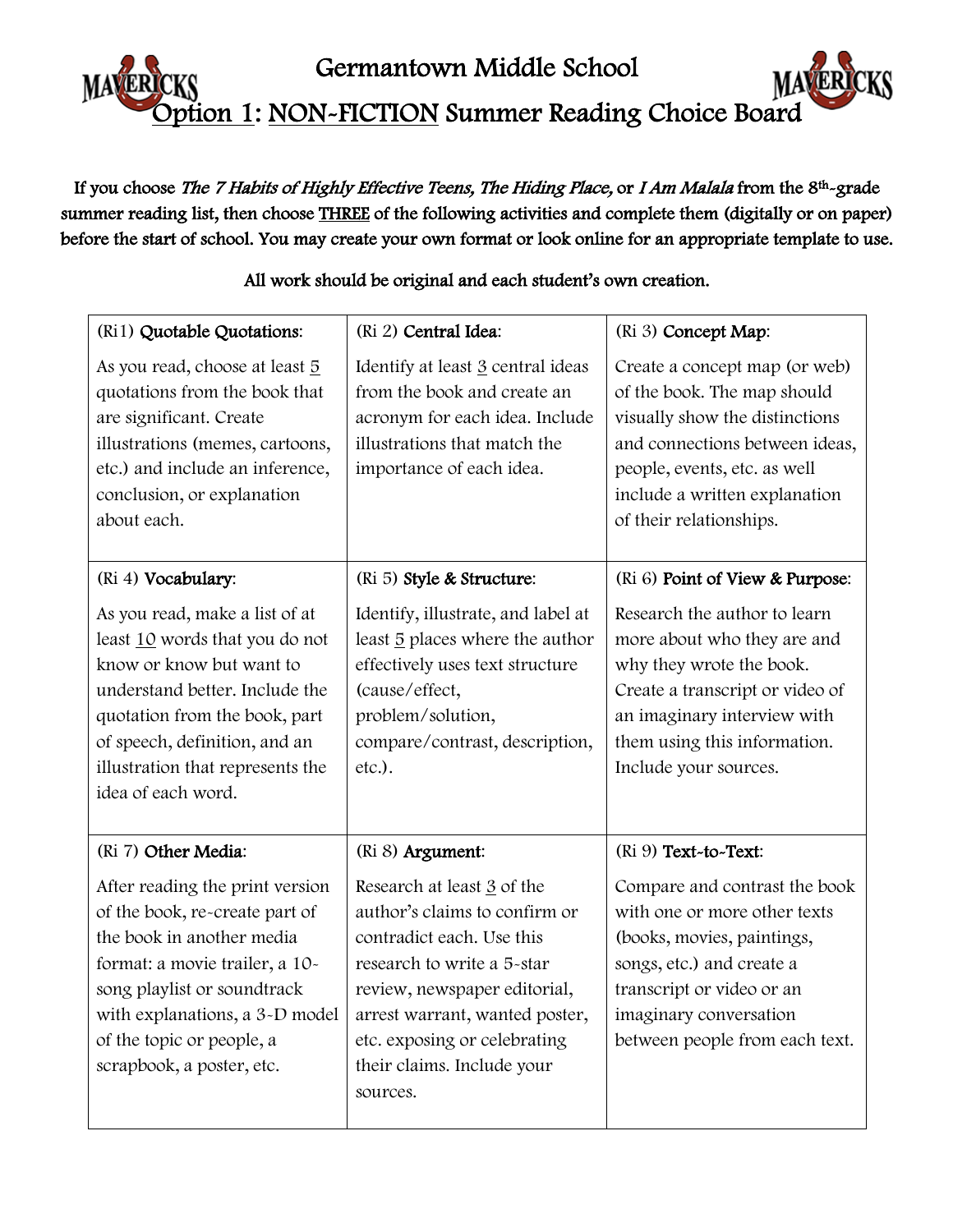# Germantown Middle School

## Option 1: NON-FICTION Summer Reading Choice Board

If you choose *The 7 Habits of Highly Effective Teens, The Hiding Place,* or *I Am Malala* from the 8th-grade summer reading list, then choose THREE of the following activities and complete them (digitally or on paper) before the start of school. You may create your own format or look online for an appropriate template to use.

All work should be original and each student's own creation.

| | | |
|---|---|---|
| (Ri1) **Quotable Quotations**: As you read, choose at least 5 quotations from the book that are significant. Create illustrations (memes, cartoons, etc.) and include an inference, conclusion, or explanation about each. | (Ri 2) **Central Idea**: Identify at least 3 central ideas from the book and create an acronym for each idea. Include illustrations that match the importance of each idea. | (Ri 3) **Concept Map**: Create a concept map (or web) of the book. The map should visually show the distinctions and connections between ideas, people, events, etc. as well include a written explanation of their relationships. |
| (Ri 4) **Vocabulary**: As you read, make a list of at least 10 words that you do not know or know but want to understand better. Include the quotation from the book, part of speech, definition, and an illustration that represents the idea of each word. | (Ri 5) **Style & Structure**: Identify, illustrate, and label at least 5 places where the author effectively uses text structure (cause/effect, problem/solution, compare/contrast, description, etc.). | (Ri 6) **Point of View & Purpose**: Research the author to learn more about who they are and why they wrote the book. Create a transcript or video of an imaginary interview with them using this information. Include your sources. |
| (Ri 7) **Other Media**: After reading the print version of the book, re-create part of the book in another media format: a movie trailer, a 10-song playlist or soundtrack with explanations, a 3-D model of the topic or people, a scrapbook, a poster, etc. | (Ri 8) **Argument**: Research at least 3 of the author's claims to confirm or contradict each. Use this research to write a 5-star review, newspaper editorial, arrest warrant, wanted poster, etc. exposing or celebrating their claims. Include your sources. | (Ri 9) **Text-to-Text**: Compare and contrast the book with one or more other texts (books, movies, paintings, songs, etc.) and create a transcript or video or an imaginary conversation between people from each text. |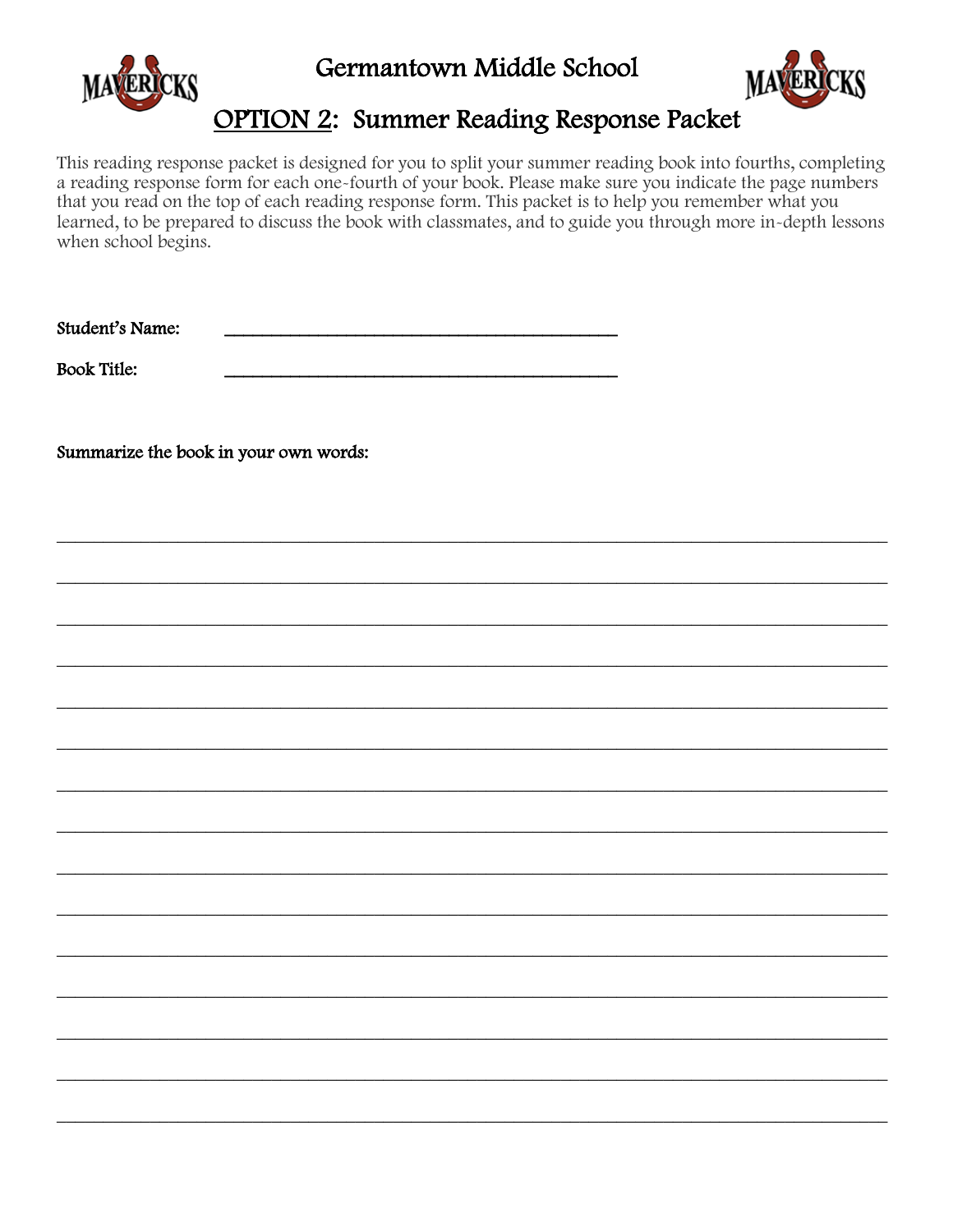# Germantown Middle School

## OPTION 2: Summer Reading Response Packet

This reading response packet is designed for you to split your summer reading book into fourths, completing a reading response form for each one-fourth of your book. Please make sure you indicate the page numbers that you read on the top of each reading response form. This packet is to help you remember what you learned, to be prepared to discuss the book with classmates, and to guide you through more in-depth lessons when school begins.

**Student's Name:** ____________________________________________

**Book Title:** ____________________________________________

**Summarize the book in your own words:**

________________________________________________________________________________________

________________________________________________________________________________________

________________________________________________________________________________________

________________________________________________________________________________________

________________________________________________________________________________________

________________________________________________________________________________________

________________________________________________________________________________________

________________________________________________________________________________________

________________________________________________________________________________________

________________________________________________________________________________________

________________________________________________________________________________________

________________________________________________________________________________________

________________________________________________________________________________________

________________________________________________________________________________________

________________________________________________________________________________________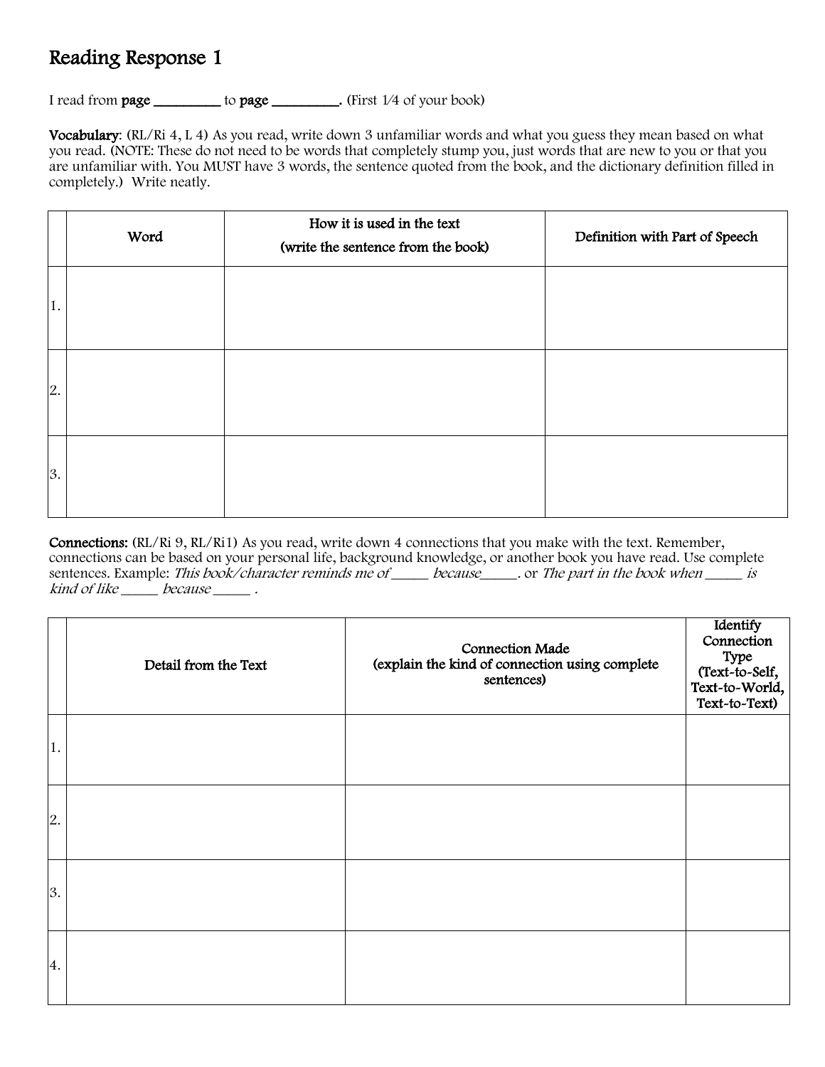# Reading Response 1

I read from **page** __________ to **page** __________**.** (First 1/4 of your book)

**Vocabulary**: (RL/Ri 4, L 4) As you read, write down 3 unfamiliar words and what you guess they mean based on what you read. (NOTE: These do not need to be words that completely stump you, just words that are new to you or that you are unfamiliar with. You MUST have 3 words, the sentence quoted from the book, and the dictionary definition filled in completely.) Write neatly.

| | Word | How it is used in the text (write the sentence from the book) | Definition with Part of Speech |
|---|---|---|---|
| 1. | | | |
| 2. | | | |
| 3. | | | |

**Connections:** (RL/Ri 9, RL/Ri1) As you read, write down 4 connections that you make with the text. Remember, connections can be based on your personal life, background knowledge, or another book you have read. Use complete sentences. Example: *This book/character reminds me of _____ because_____.* or *The part in the book when _____ is kind of like _____ because _____ .*

| | Detail from the Text | Connection Made (explain the kind of connection using complete sentences) | Identify Connection Type (Text-to-Self, Text-to-World, Text-to-Text) |
|---|---|---|---|
| 1. | | | |
| 2. | | | |
| 3. | | | |
| 4. | | | |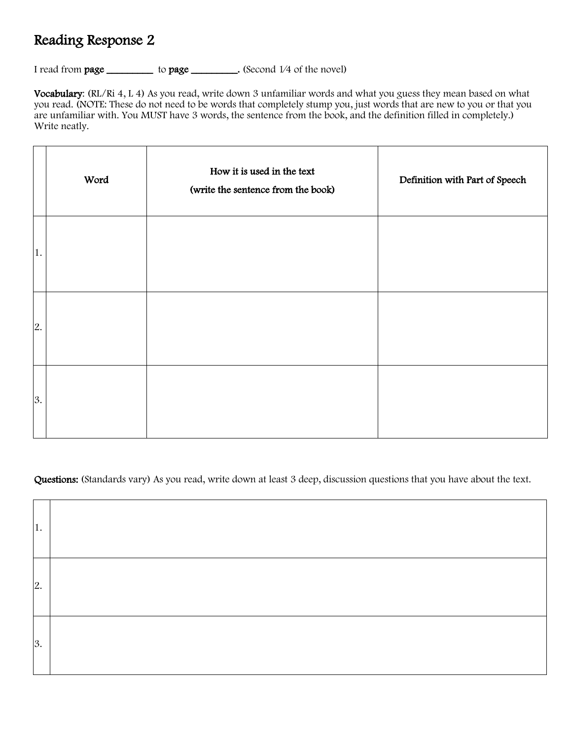# Reading Response 2

I read from **page** _________ to **page** _________. (Second 1/4 of the novel)

**Vocabulary**: (RL/Ri 4, L 4) As you read, write down 3 unfamiliar words and what you guess they mean based on what you read. (NOTE: These do not need to be words that completely stump you, just words that are new to you or that you are unfamiliar with. You MUST have 3 words, the sentence from the book, and the definition filled in completely.) Write neatly.

| | Word | How it is used in the text (write the sentence from the book) | Definition with Part of Speech |
|---|---|---|---|
| 1. | | | |
| 2. | | | |
| 3. | | | |

**Questions:** (Standards vary) As you read, write down at least 3 deep, discussion questions that you have about the text.

| | |
|---|---|
| 1. | |
| 2. | |
| 3. | |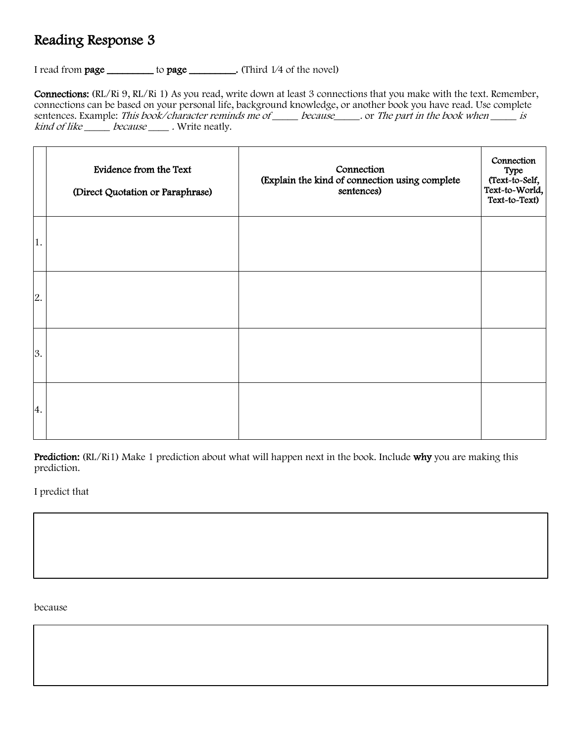# Reading Response 3

I read from **page** _________ to **page** _________. (Third 1/4 of the novel)

**Connections:** (RL/Ri 9, RL/Ri 1) As you read, write down at least 3 connections that you make with the text. Remember, connections can be based on your personal life, background knowledge, or another book you have read. Use complete sentences. Example: *This book/character reminds me of _____ because_____.* or *The part in the book when _____ is kind of like _____ because ____* . Write neatly.

| | Evidence from the Text<br><br>(Direct Quotation or Paraphrase) | Connection<br>(Explain the kind of connection using complete sentences) | Connection Type<br>(Text-to-Self, Text-to-World, Text-to-Text) |
|---|---|---|---|
| 1. | | | |
| 2. | | | |
| 3. | | | |
| 4. | | | |

**Prediction:** (RL/Ri1) Make 1 prediction about what will happen next in the book. Include **why** you are making this prediction.

I predict that

because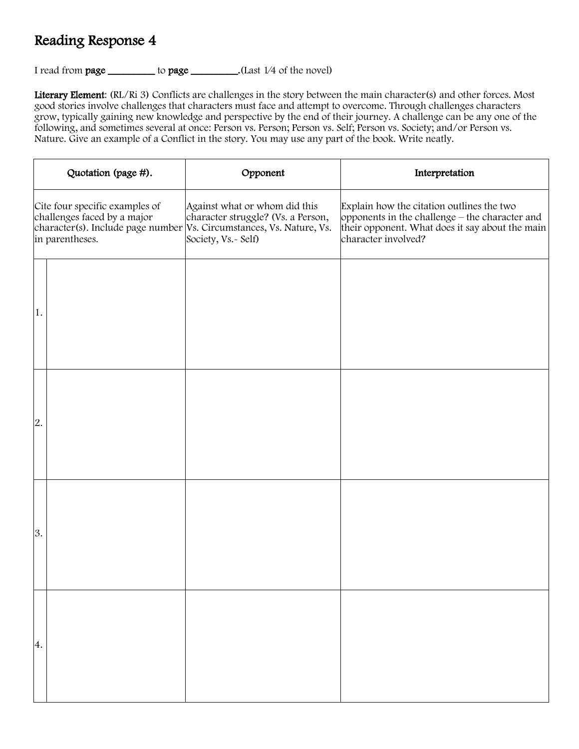# Reading Response 4

I read from **page** _________ to **page** _________.(Last 1/4 of the novel)

**Literary Element**: (RL/Ri 3) Conflicts are challenges in the story between the main character(s) and other forces. Most good stories involve challenges that characters must face and attempt to overcome. Through challenges characters grow, typically gaining new knowledge and perspective by the end of their journey. A challenge can be any one of the following, and sometimes several at once: Person vs. Person; Person vs. Self; Person vs. Society; and/or Person vs. Nature. Give an example of a Conflict in the story. You may use any part of the book. Write neatly.

| Quotation (page #). | | Opponent | Interpretation |
|---|---|---|---|
| Cite four specific examples of challenges faced by a major character(s). Include page number in parentheses. | | Against what or whom did this character struggle? (Vs. a Person, Vs. Circumstances, Vs. Nature, Vs. Society, Vs.- Self) | Explain how the citation outlines the two opponents in the challenge – the character and their opponent. What does it say about the main character involved? |
| 1. | | | |
| 2. | | | |
| 3. | | | |
| 4. | | | |